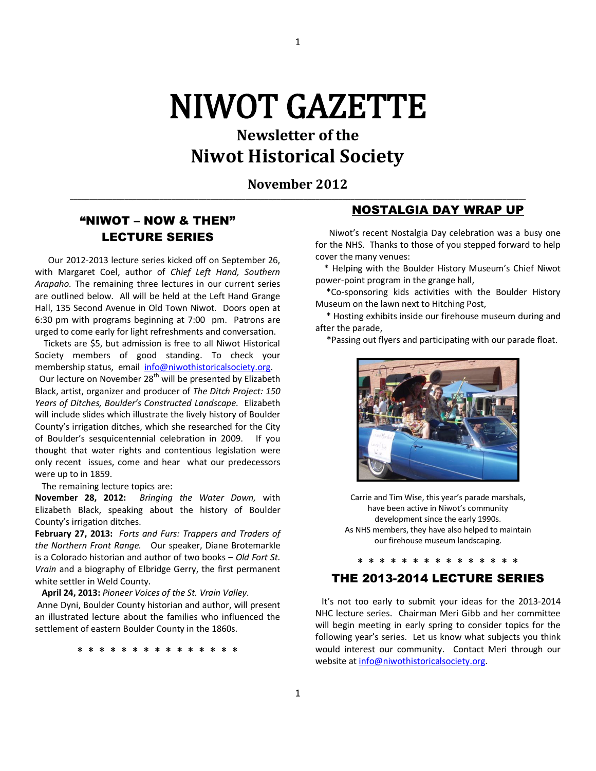# NIWOT GAZETTE

## Newsletter of the Niwot Historical Society

### November 2012

---

## "NIWOT – NOW & THEN" LECTURE SERIES

Our 2012-2013 lecture series kicked off on September 26, with Margaret Coel, author of *Chief Left Hand, Southern Arapaho*. The remaining three lectures in our current series are outlined below. All will be held at the Left Hand Grange Hall, 135 Second Avenue in Old Town Niwot. Doors open at 6:30 pm with programs beginning at 7:00 pm. Patrons are urged to come early for light refreshments and conversation.

Tickets are $5, but admission is free to all Niwot Historical Society members of good standing. To check your membership status, email info@niwothistoricalsociety.org.

Our lecture on November 28th will be presented by Elizabeth Black, artist, organizer and producer of *The Ditch Project: 150 Years of Ditches, Boulder's Constructed Landscape.* Elizabeth will include slides which illustrate the lively history of Boulder County's irrigation ditches, which she researched for the City of Boulder's sesquicentennial celebration in 2009. If you thought that water rights and contentious legislation were only recent issues, come and hear what our predecessors were up to in 1859.

The remaining lecture topics are:

**November 28, 2012:** *Bringing the Water Down,* with Elizabeth Black, speaking about the history of Boulder County's irrigation ditches.

**February 27, 2013:** *Forts and Furs: Trappers and Traders of the Northern Front Range.* Our speaker, Diane Brotemarkle is a Colorado historian and author of two books – *Old Fort St. Vrain* and a biography of Elbridge Gerry, the first permanent white settler in Weld County.

**April 24, 2013:** *Pioneer Voices of the St. Vrain Valley.* Anne Dyni, Boulder County historian and author, will present an illustrated lecture about the families who influenced the settlement of eastern Boulder County in the 1860s.

* * * * * * * * * * * * * * *

## NOSTALGIA DAY WRAP UP

Niwot's recent Nostalgia Day celebration was a busy one for the NHS. Thanks to those of you stepped forward to help cover the many venues:

* Helping with the Boulder History Museum's Chief Niwot power-point program in the grange hall,
* Co-sponsoring kids activities with the Boulder History Museum on the lawn next to Hitching Post,
* Hosting exhibits inside our firehouse museum during and after the parade,
* Passing out flyers and participating with our parade float.

Carrie and Tim Wise, this year's parade marshals, have been active in Niwot's community development since the early 1990s. As NHS members, they have also helped to maintain our firehouse museum landscaping.

* * * * * * * * * * * * * * *

## THE 2013-2014 LECTURE SERIES

It's not too early to submit your ideas for the 2013-2014 NHC lecture series. Chairman Meri Gibb and her committee will begin meeting in early spring to consider topics for the following year's series. Let us know what subjects you think would interest our community. Contact Meri through our website at info@niwothistoricalsociety.org.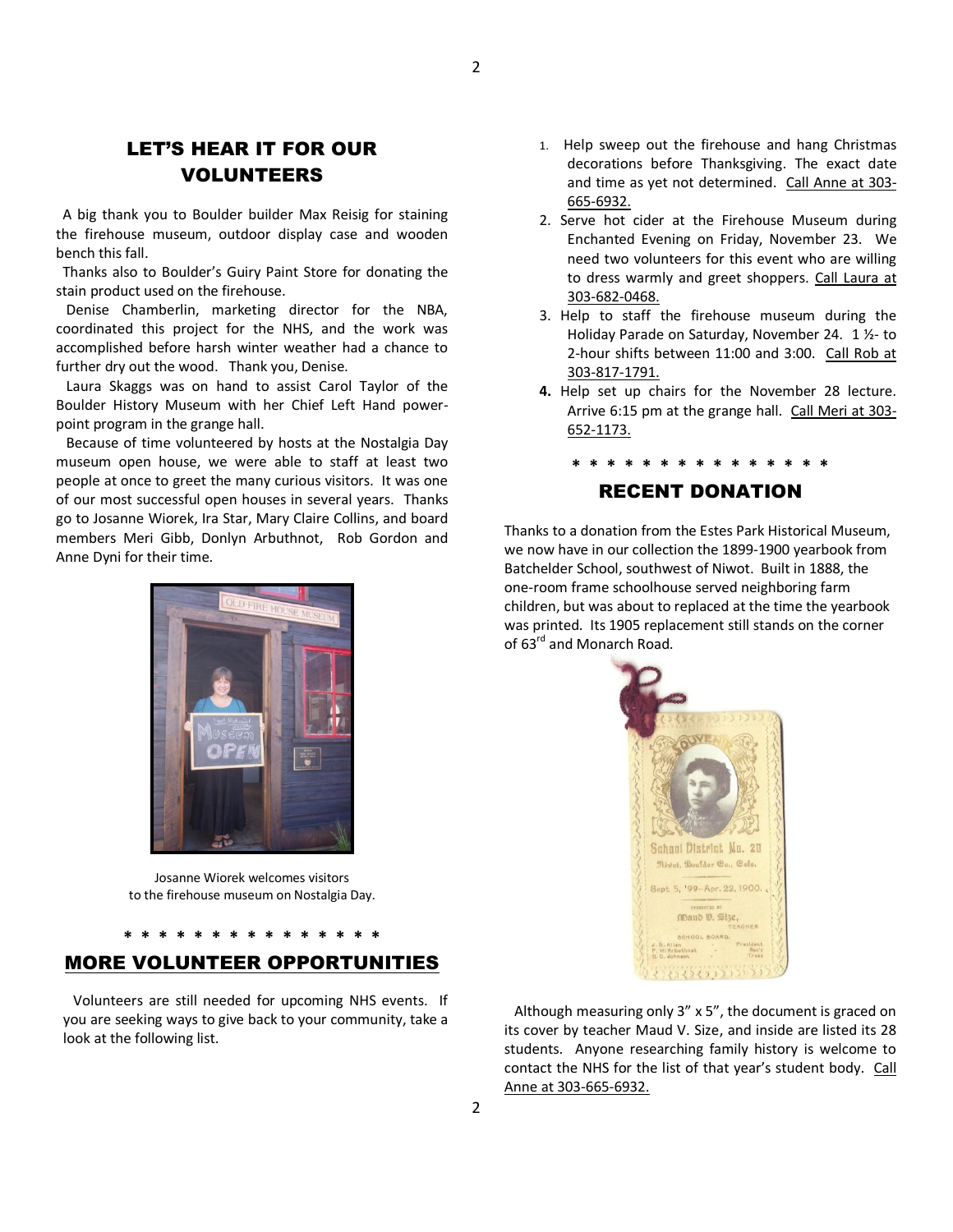## LET'S HEAR IT FOR OUR VOLUNTEERS

A big thank you to Boulder builder Max Reisig for staining the firehouse museum, outdoor display case and wooden bench this fall.

Thanks also to Boulder's Guiry Paint Store for donating the stain product used on the firehouse.

Denise Chamberlin, marketing director for the NBA, coordinated this project for the NHS, and the work was accomplished before harsh winter weather had a chance to further dry out the wood. Thank you, Denise.

Laura Skaggs was on hand to assist Carol Taylor of the Boulder History Museum with her Chief Left Hand power-point program in the grange hall.

Because of time volunteered by hosts at the Nostalgia Day museum open house, we were able to staff at least two people at once to greet the many curious visitors. It was one of our most successful open houses in several years. Thanks go to Josanne Wiorek, Ira Star, Mary Claire Collins, and board members Meri Gibb, Donlyn Arbuthnot, Rob Gordon and Anne Dyni for their time.

Josanne Wiorek welcomes visitors to the firehouse museum on Nostalgia Day.

\* \* \* \* \* \* \* \* \* \* \* \* \* \* \*

## MORE VOLUNTEER OPPORTUNITIES

Volunteers are still needed for upcoming NHS events. If you are seeking ways to give back to your community, take a look at the following list.

1. Help sweep out the firehouse and hang Christmas decorations before Thanksgiving. The exact date and time as yet not determined. Call Anne at 303-665-6932.
2. Serve hot cider at the Firehouse Museum during Enchanted Evening on Friday, November 23. We need two volunteers for this event who are willing to dress warmly and greet shoppers. Call Laura at 303-682-0468.
3. Help to staff the firehouse museum during the Holiday Parade on Saturday, November 24. 1 ½- to 2-hour shifts between 11:00 and 3:00. Call Rob at 303-817-1791.
4. Help set up chairs for the November 28 lecture. Arrive 6:15 pm at the grange hall. Call Meri at 303-652-1173.

\* \* \* \* \* \* \* \* \* \* \* \* \* \* \*

## RECENT DONATION

Thanks to a donation from the Estes Park Historical Museum, we now have in our collection the 1899-1900 yearbook from Batchelder School, southwest of Niwot. Built in 1888, the one-room frame schoolhouse served neighboring farm children, but was about to replaced at the time the yearbook was printed. Its 1905 replacement still stands on the corner of 63rd and Monarch Road.

Although measuring only 3" x 5", the document is graced on its cover by teacher Maud V. Size, and inside are listed its 28 students. Anyone researching family history is welcome to contact the NHS for the list of that year's student body. Call Anne at 303-665-6932.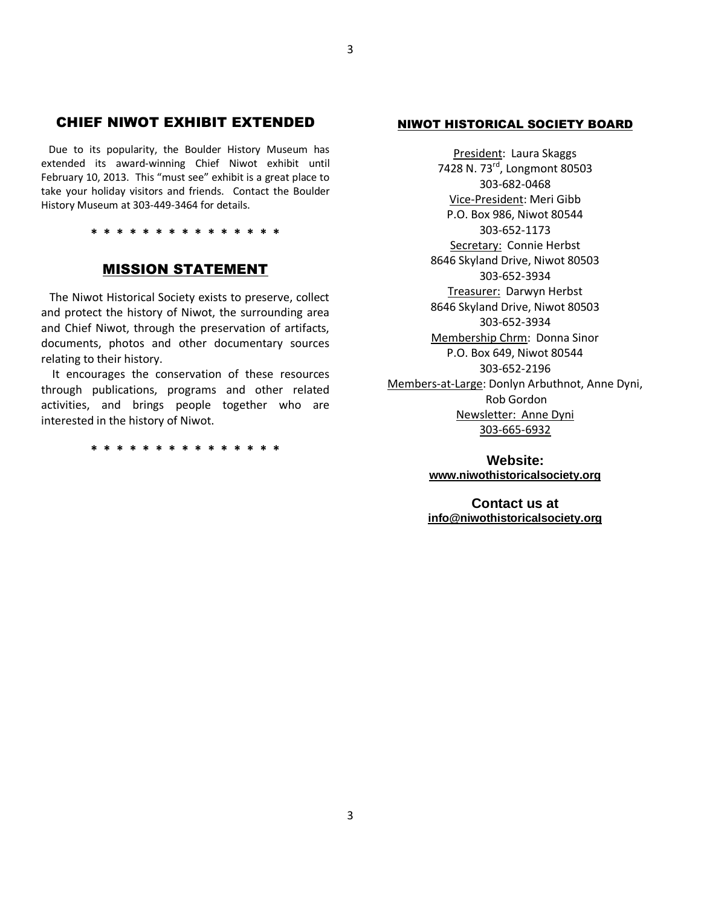## CHIEF NIWOT EXHIBIT EXTENDED

Due to its popularity, the Boulder History Museum has extended its award-winning Chief Niwot exhibit until February 10, 2013. This "must see" exhibit is a great place to take your holiday visitors and friends. Contact the Boulder History Museum at 303-449-3464 for details.

* * * * * * * * * * * * * * *

## MISSION STATEMENT

The Niwot Historical Society exists to preserve, collect and protect the history of Niwot, the surrounding area and Chief Niwot, through the preservation of artifacts, documents, photos and other documentary sources relating to their history.

It encourages the conservation of these resources through publications, programs and other related activities, and brings people together who are interested in the history of Niwot.

* * * * * * * * * * * * * * *

## NIWOT HISTORICAL SOCIETY BOARD

President: Laura Skaggs
7428 N. 73rd, Longmont 80503
303-682-0468

Vice-President: Meri Gibb
P.O. Box 986, Niwot 80544
303-652-1173

Secretary: Connie Herbst
8646 Skyland Drive, Niwot 80503
303-652-3934

Treasurer: Darwyn Herbst
8646 Skyland Drive, Niwot 80503
303-652-3934

Membership Chrm: Donna Sinor
P.O. Box 649, Niwot 80544
303-652-2196

Members-at-Large: Donlyn Arbuthnot, Anne Dyni, Rob Gordon

Newsletter: Anne Dyni
303-665-6932

**Website:**
**www.niwothistoricalsociety.org**

**Contact us at**
**info@niwothistoricalsociety.org**